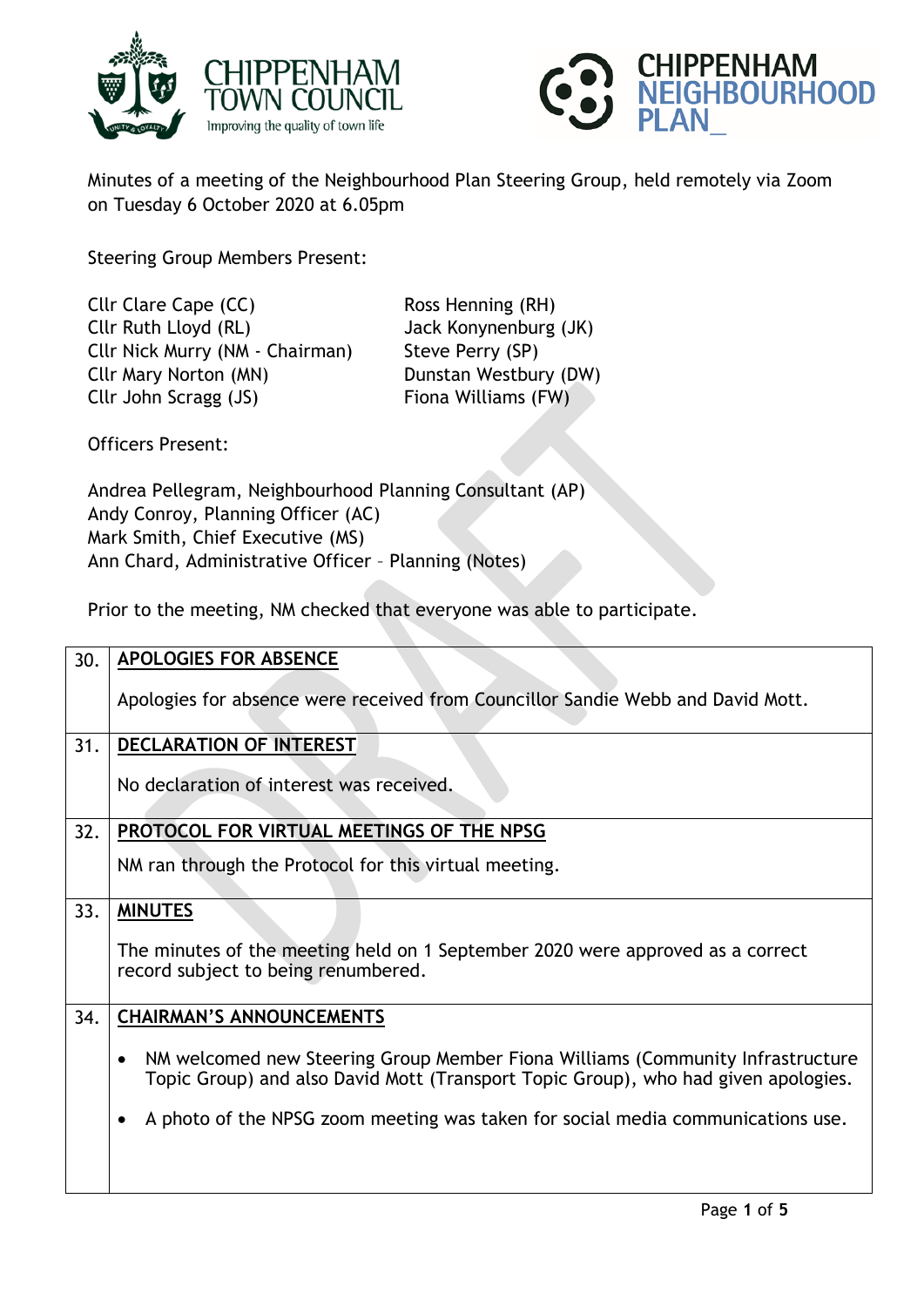CHIPPENHAM TOWN COUNCIL
Improving the quality of town life

CHIPPENHAM NEIGHBOURHOOD PLAN_

Minutes of a meeting of the Neighbourhood Plan Steering Group, held remotely via Zoom on Tuesday 6 October 2020 at 6.05pm

Steering Group Members Present:

Cllr Clare Cape (CC)
Cllr Ruth Lloyd (RL)
Cllr Nick Murry (NM - Chairman)
Cllr Mary Norton (MN)
Cllr John Scragg (JS)
Ross Henning (RH)
Jack Konynenburg (JK)
Steve Perry (SP)
Dunstan Westbury (DW)
Fiona Williams (FW)

Officers Present:

Andrea Pellegram, Neighbourhood Planning Consultant (AP)
Andy Conroy, Planning Officer (AC)
Mark Smith, Chief Executive (MS)
Ann Chard, Administrative Officer – Planning (Notes)

Prior to the meeting, NM checked that everyone was able to participate.

| | |
|---|---|
| 30. | **APOLOGIES FOR ABSENCE**<br><br>Apologies for absence were received from Councillor Sandie Webb and David Mott. |
| 31. | **DECLARATION OF INTEREST**<br><br>No declaration of interest was received. |
| 32. | **PROTOCOL FOR VIRTUAL MEETINGS OF THE NPSG**<br><br>NM ran through the Protocol for this virtual meeting. |
| 33. | **MINUTES**<br><br>The minutes of the meeting held on 1 September 2020 were approved as a correct record subject to being renumbered. |
| 34. | **CHAIRMAN'S ANNOUNCEMENTS**<br><br>• NM welcomed new Steering Group Member Fiona Williams (Community Infrastructure Topic Group) and also David Mott (Transport Topic Group), who had given apologies.<br><br>• A photo of the NPSG zoom meeting was taken for social media communications use. |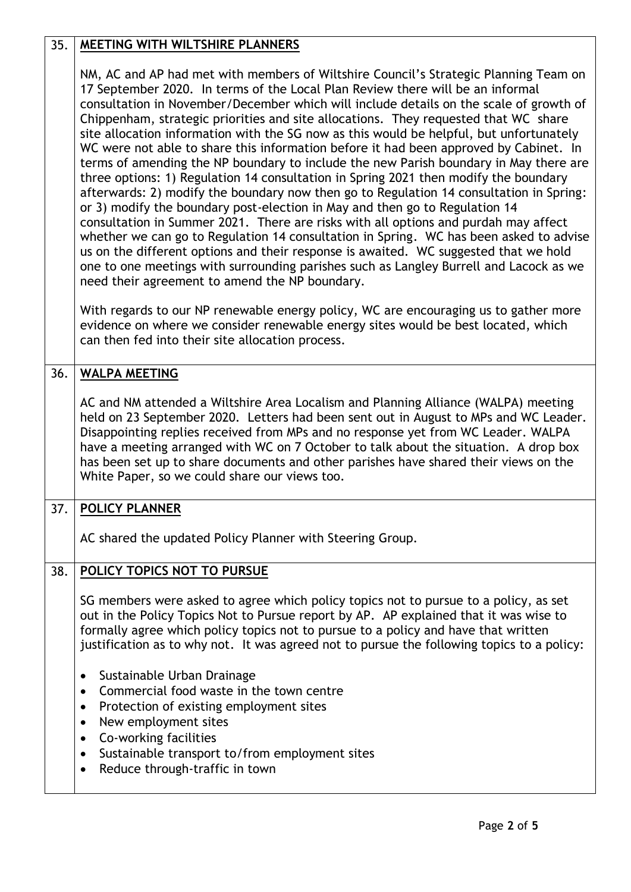| | |
|---|---|
| 35. | **MEETING WITH WILTSHIRE PLANNERS**<br><br>NM, AC and AP had met with members of Wiltshire Council's Strategic Planning Team on 17 September 2020. In terms of the Local Plan Review there will be an informal consultation in November/December which will include details on the scale of growth of Chippenham, strategic priorities and site allocations. They requested that WC share site allocation information with the SG now as this would be helpful, but unfortunately WC were not able to share this information before it had been approved by Cabinet. In terms of amending the NP boundary to include the new Parish boundary in May there are three options: 1) Regulation 14 consultation in Spring 2021 then modify the boundary afterwards: 2) modify the boundary now then go to Regulation 14 consultation in Spring: or 3) modify the boundary post-election in May and then go to Regulation 14 consultation in Summer 2021. There are risks with all options and purdah may affect whether we can go to Regulation 14 consultation in Spring. WC has been asked to advise us on the different options and their response is awaited. WC suggested that we hold one to one meetings with surrounding parishes such as Langley Burrell and Lacock as we need their agreement to amend the NP boundary.<br><br>With regards to our NP renewable energy policy, WC are encouraging us to gather more evidence on where we consider renewable energy sites would be best located, which can then fed into their site allocation process. |
| 36. | **WALPA MEETING**<br><br>AC and NM attended a Wiltshire Area Localism and Planning Alliance (WALPA) meeting held on 23 September 2020. Letters had been sent out in August to MPs and WC Leader. Disappointing replies received from MPs and no response yet from WC Leader. WALPA have a meeting arranged with WC on 7 October to talk about the situation. A drop box has been set up to share documents and other parishes have shared their views on the White Paper, so we could share our views too. |
| 37. | **POLICY PLANNER**<br><br>AC shared the updated Policy Planner with Steering Group. |
| 38. | **POLICY TOPICS NOT TO PURSUE**<br><br>SG members were asked to agree which policy topics not to pursue to a policy, as set out in the Policy Topics Not to Pursue report by AP. AP explained that it was wise to formally agree which policy topics not to pursue to a policy and have that written justification as to why not. It was agreed not to pursue the following topics to a policy:<br><br>• Sustainable Urban Drainage<br>• Commercial food waste in the town centre<br>• Protection of existing employment sites<br>• New employment sites<br>• Co-working facilities<br>• Sustainable transport to/from employment sites<br>• Reduce through-traffic in town |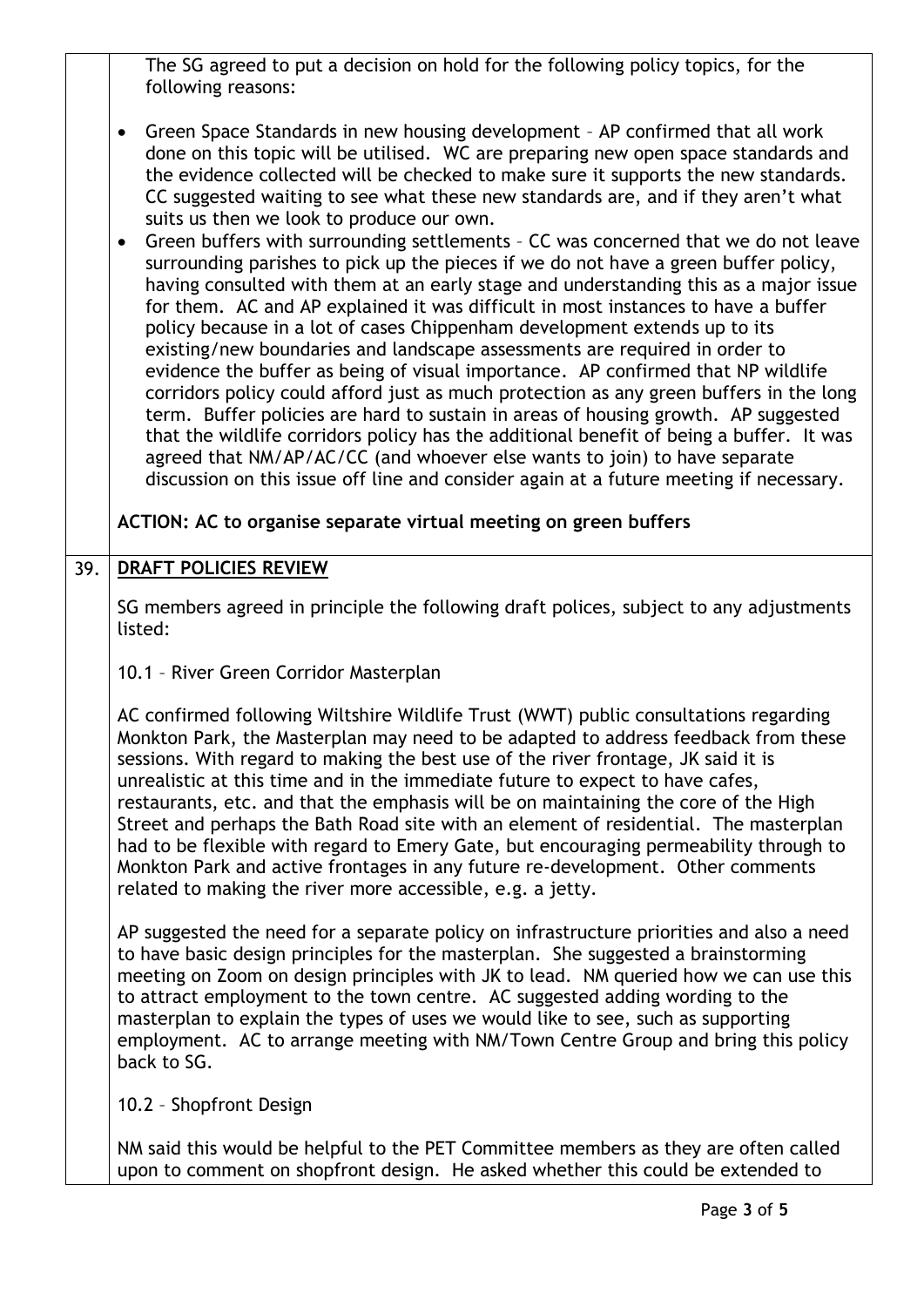The SG agreed to put a decision on hold for the following policy topics, for the following reasons:

- Green Space Standards in new housing development – AP confirmed that all work done on this topic will be utilised. WC are preparing new open space standards and the evidence collected will be checked to make sure it supports the new standards. CC suggested waiting to see what these new standards are, and if they aren't what suits us then we look to produce our own.
- Green buffers with surrounding settlements – CC was concerned that we do not leave surrounding parishes to pick up the pieces if we do not have a green buffer policy, having consulted with them at an early stage and understanding this as a major issue for them. AC and AP explained it was difficult in most instances to have a buffer policy because in a lot of cases Chippenham development extends up to its existing/new boundaries and landscape assessments are required in order to evidence the buffer as being of visual importance. AP confirmed that NP wildlife corridors policy could afford just as much protection as any green buffers in the long term. Buffer policies are hard to sustain in areas of housing growth. AP suggested that the wildlife corridors policy has the additional benefit of being a buffer. It was agreed that NM/AP/AC/CC (and whoever else wants to join) to have separate discussion on this issue off line and consider again at a future meeting if necessary.

**ACTION: AC to organise separate virtual meeting on green buffers**

## 39. DRAFT POLICIES REVIEW

SG members agreed in principle the following draft polices, subject to any adjustments listed:

10.1 – River Green Corridor Masterplan

AC confirmed following Wiltshire Wildlife Trust (WWT) public consultations regarding Monkton Park, the Masterplan may need to be adapted to address feedback from these sessions. With regard to making the best use of the river frontage, JK said it is unrealistic at this time and in the immediate future to expect to have cafes, restaurants, etc. and that the emphasis will be on maintaining the core of the High Street and perhaps the Bath Road site with an element of residential. The masterplan had to be flexible with regard to Emery Gate, but encouraging permeability through to Monkton Park and active frontages in any future re-development. Other comments related to making the river more accessible, e.g. a jetty.

AP suggested the need for a separate policy on infrastructure priorities and also a need to have basic design principles for the masterplan. She suggested a brainstorming meeting on Zoom on design principles with JK to lead. NM queried how we can use this to attract employment to the town centre. AC suggested adding wording to the masterplan to explain the types of uses we would like to see, such as supporting employment. AC to arrange meeting with NM/Town Centre Group and bring this policy back to SG.

10.2 – Shopfront Design

NM said this would be helpful to the PET Committee members as they are often called upon to comment on shopfront design. He asked whether this could be extended to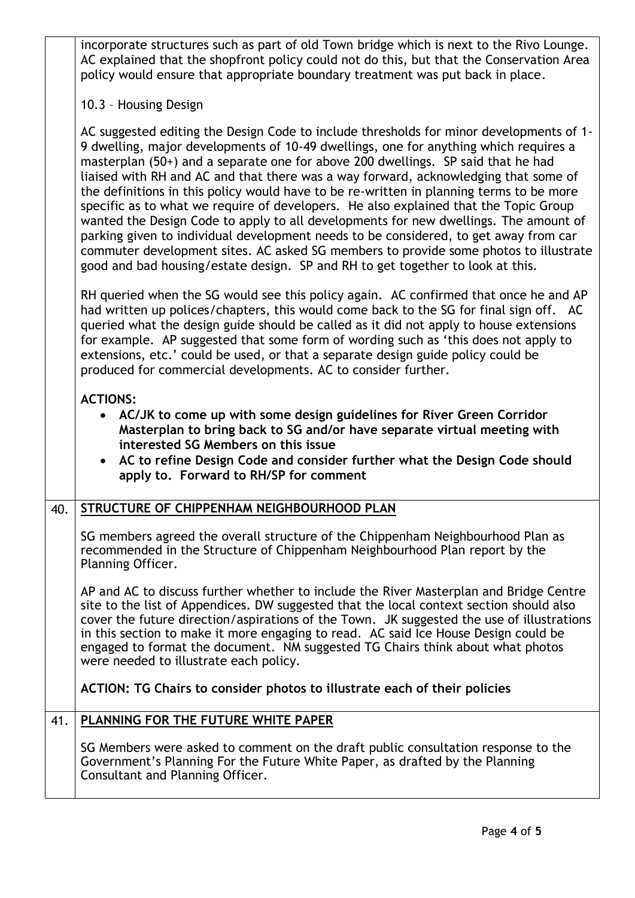incorporate structures such as part of old Town bridge which is next to the Rivo Lounge. AC explained that the shopfront policy could not do this, but that the Conservation Area policy would ensure that appropriate boundary treatment was put back in place.

10.3 – Housing Design

AC suggested editing the Design Code to include thresholds for minor developments of 1-9 dwelling, major developments of 10-49 dwellings, one for anything which requires a masterplan (50+) and a separate one for above 200 dwellings. SP said that he had liaised with RH and AC and that there was a way forward, acknowledging that some of the definitions in this policy would have to be re-written in planning terms to be more specific as to what we require of developers. He also explained that the Topic Group wanted the Design Code to apply to all developments for new dwellings. The amount of parking given to individual development needs to be considered, to get away from car commuter development sites. AC asked SG members to provide some photos to illustrate good and bad housing/estate design. SP and RH to get together to look at this.

RH queried when the SG would see this policy again. AC confirmed that once he and AP had written up polices/chapters, this would come back to the SG for final sign off. AC queried what the design guide should be called as it did not apply to house extensions for example. AP suggested that some form of wording such as 'this does not apply to extensions, etc.' could be used, or that a separate design guide policy could be produced for commercial developments. AC to consider further.

**ACTIONS:**

- **AC/JK to come up with some design guidelines for River Green Corridor Masterplan to bring back to SG and/or have separate virtual meeting with interested SG Members on this issue**
- **AC to refine Design Code and consider further what the Design Code should apply to. Forward to RH/SP for comment**

## 40. STRUCTURE OF CHIPPENHAM NEIGHBOURHOOD PLAN

SG members agreed the overall structure of the Chippenham Neighbourhood Plan as recommended in the Structure of Chippenham Neighbourhood Plan report by the Planning Officer.

AP and AC to discuss further whether to include the River Masterplan and Bridge Centre site to the list of Appendices. DW suggested that the local context section should also cover the future direction/aspirations of the Town. JK suggested the use of illustrations in this section to make it more engaging to read. AC said Ice House Design could be engaged to format the document. NM suggested TG Chairs think about what photos were needed to illustrate each policy.

**ACTION: TG Chairs to consider photos to illustrate each of their policies**

## 41. PLANNING FOR THE FUTURE WHITE PAPER

SG Members were asked to comment on the draft public consultation response to the Government's Planning For the Future White Paper, as drafted by the Planning Consultant and Planning Officer.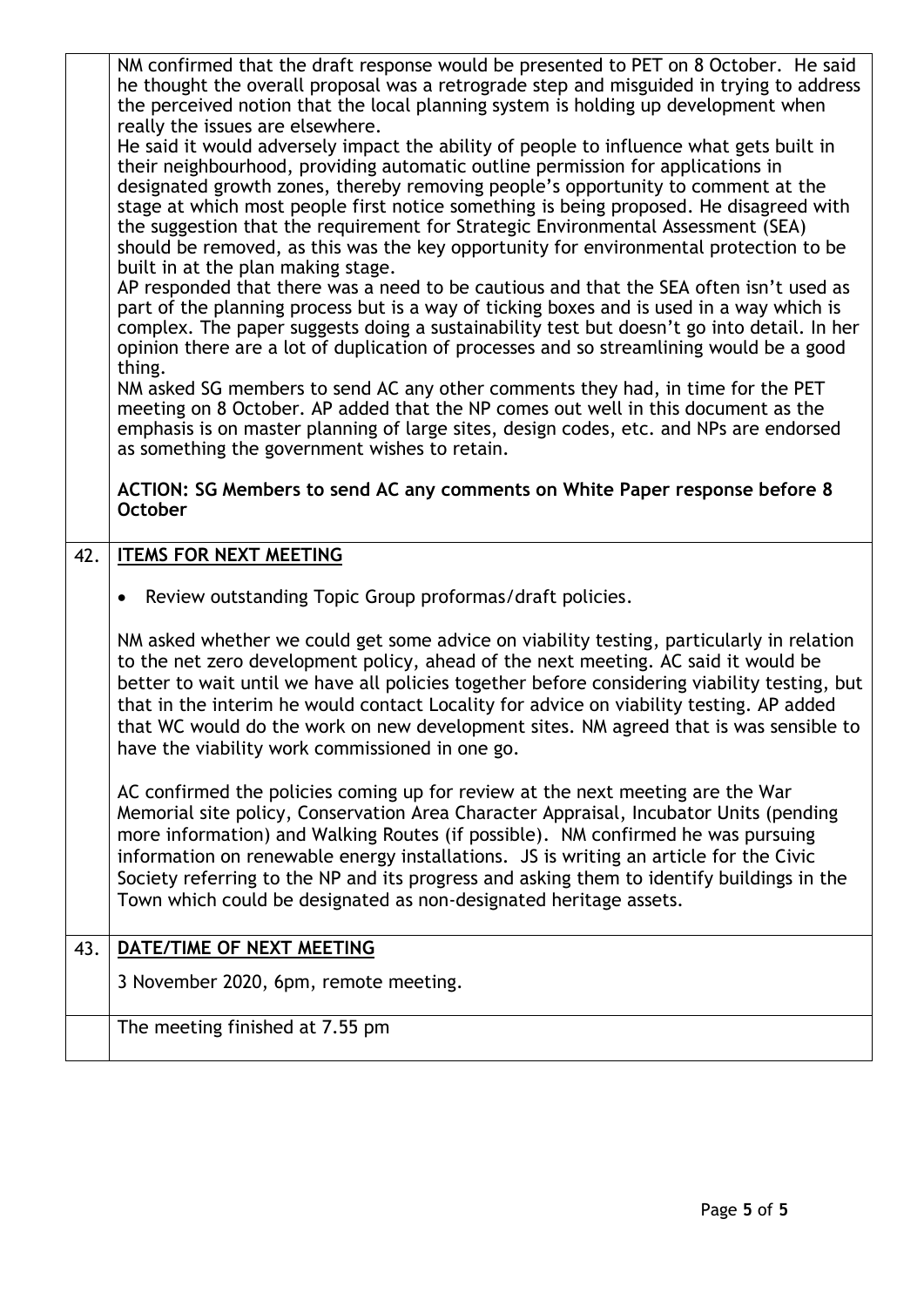| | |
|---|---|
| | NM confirmed that the draft response would be presented to PET on 8 October. He said he thought the overall proposal was a retrograde step and misguided in trying to address the perceived notion that the local planning system is holding up development when really the issues are elsewhere.<br>He said it would adversely impact the ability of people to influence what gets built in their neighbourhood, providing automatic outline permission for applications in designated growth zones, thereby removing people's opportunity to comment at the stage at which most people first notice something is being proposed. He disagreed with the suggestion that the requirement for Strategic Environmental Assessment (SEA) should be removed, as this was the key opportunity for environmental protection to be built in at the plan making stage.<br>AP responded that there was a need to be cautious and that the SEA often isn't used as part of the planning process but is a way of ticking boxes and is used in a way which is complex. The paper suggests doing a sustainability test but doesn't go into detail. In her opinion there are a lot of duplication of processes and so streamlining would be a good thing.<br>NM asked SG members to send AC any other comments they had, in time for the PET meeting on 8 October. AP added that the NP comes out well in this document as the emphasis is on master planning of large sites, design codes, etc. and NPs are endorsed as something the government wishes to retain.<br><br>**ACTION: SG Members to send AC any comments on White Paper response before 8 October** |
| 42. | **ITEMS FOR NEXT MEETING**<br><br>• Review outstanding Topic Group proformas/draft policies.<br><br>NM asked whether we could get some advice on viability testing, particularly in relation to the net zero development policy, ahead of the next meeting. AC said it would be better to wait until we have all policies together before considering viability testing, but that in the interim he would contact Locality for advice on viability testing. AP added that WC would do the work on new development sites. NM agreed that is was sensible to have the viability work commissioned in one go.<br><br>AC confirmed the policies coming up for review at the next meeting are the War Memorial site policy, Conservation Area Character Appraisal, Incubator Units (pending more information) and Walking Routes (if possible). NM confirmed he was pursuing information on renewable energy installations. JS is writing an article for the Civic Society referring to the NP and its progress and asking them to identify buildings in the Town which could be designated as non-designated heritage assets. |
| 43. | **DATE/TIME OF NEXT MEETING**<br><br>3 November 2020, 6pm, remote meeting. |
| | The meeting finished at 7.55 pm |